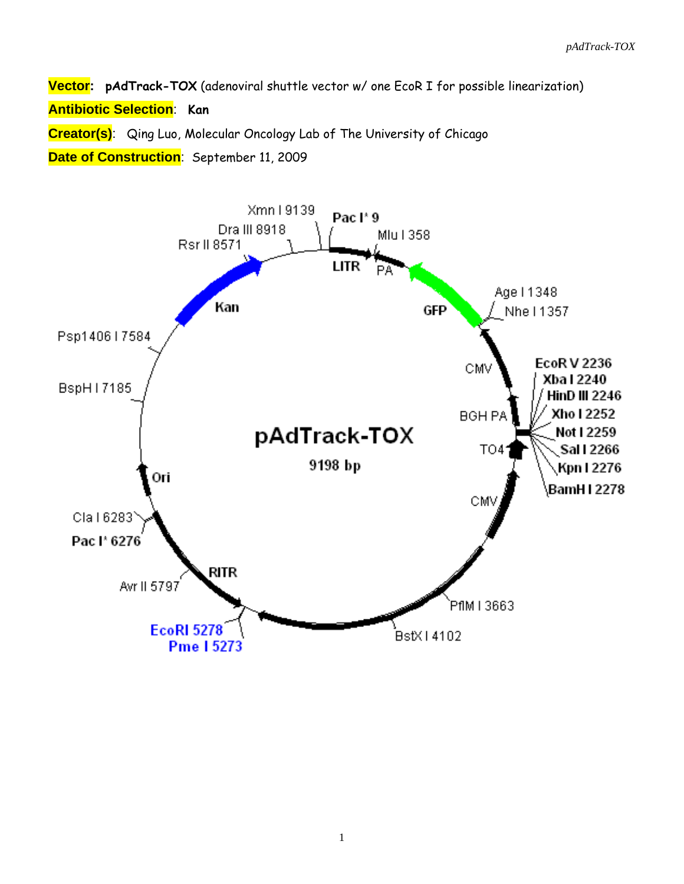**Vector:** **pAdTrack-TOX** (adenoviral shuttle vector w/ one EcoR I for possible linearization)

**Antibiotic Selection**: **Kan**

**Creator(s)**: Qing Luo, Molecular Oncology Lab of The University of Chicago

**Date of Construction**: September 11, 2009

**pAdTrack-TOX**

9198 bp

Pac I* 9, Mlu I 358, Age I 1348, Nhe I 1357, EcoR V 2236, Xba I 2240, HinD III 2246, Xho I 2252, Not I 2259, Sal I 2266, Kpn I 2276, BamH I 2278, PflM I 3663, BstX I 4102, Pme I 5273, EcoRI 5278, Avr II 5797, Pac I* 6276, Cla I 6283, BspH I 7185, Psp1406 I 7584, Rsr II 8571, Dra III 8918, Xmn I 9139

Features: LITR, PA, GFP, CMV, BGH PA, TO4, CMV, RITR, Ori, Kan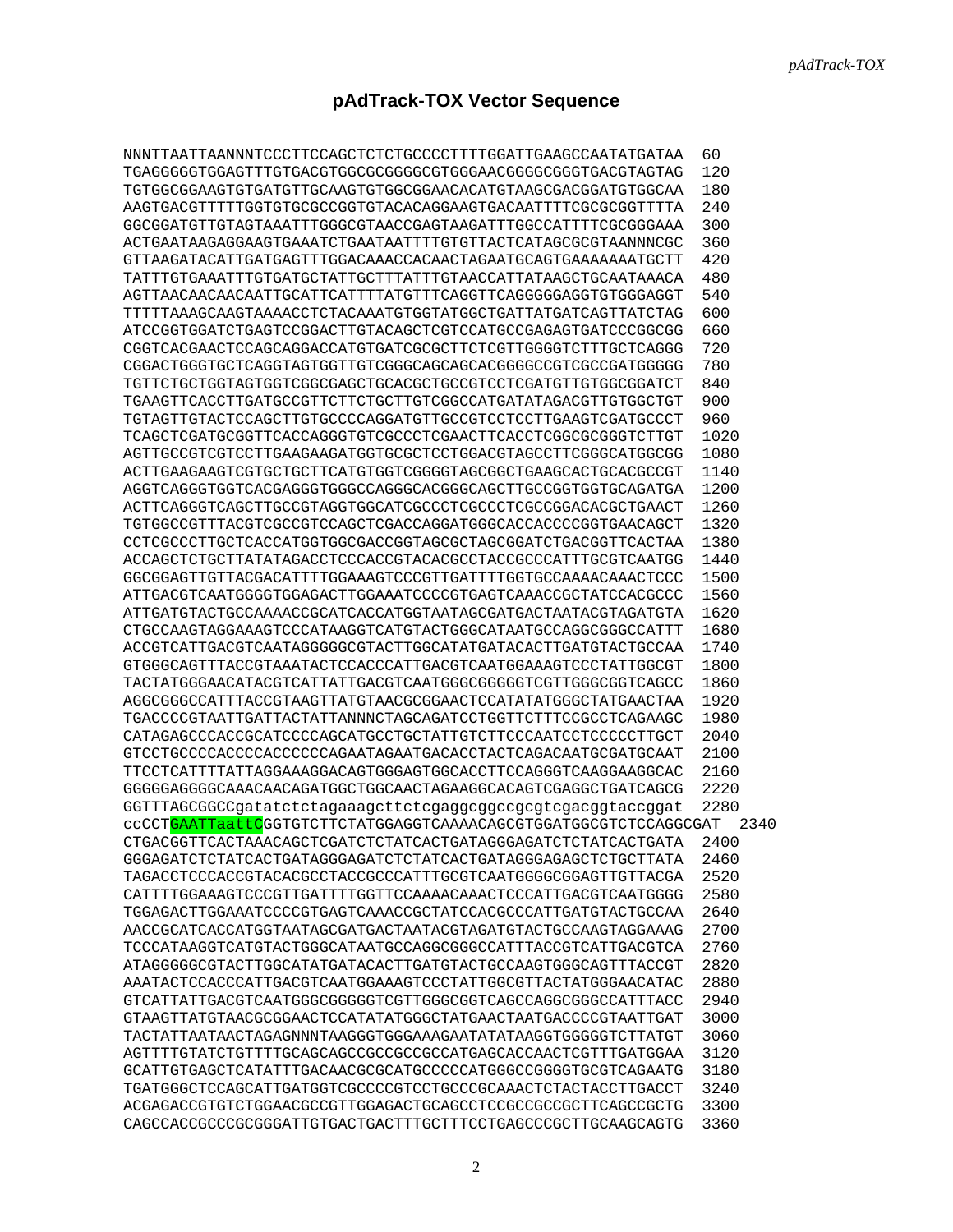## pAdTrack-TOX Vector Sequence

```
NNNTTAATTAANNNTCCCTTCCAGCTCTCTGCCCCTTTTGGATTGAAGCCAATATGATAA  60
TGAGGGGGTGGAGTTTGTGACGTGGCGCGGGGCGTGGGAACGGGGCGGGTGACGTAGTAG  120
TGTGGCGGAAGTGTGATGTTGCAAGTGTGGCGGAACACATGTAAGCGACGGATGTGGCAA  180
AAGTGACGTTTTTGGTGTGCGCCGGTGTACACAGGAAGTGACAATTTTCGCGCGGTTTTA  240
GGCGGATGTTGTAGTAAATTTGGGCGTAACCGAGTAAGATTTGGCCATTTTCGCGGGAAA  300
ACTGAATAAGAGGAAGTGAAATCTGAATAATTTTGTGTTACTCATAGCGCGTAANNNCGC  360
GTTAAGATACATTGATGAGTTTGGACAAACCACAACTAGAATGCAGTGAAAAAAATGCTT  420
TATTTGTGAAATTTGTGATGCTATTGCTTTATTTGTAACCATTATAAGCTGCAATAAACA  480
AGTTAACAACAACAATTGCATTCATTTTATGTTTCAGGTTCAGGGGGAGGTGTGGGAGGT  540
TTTTTAAAGCAAGTAAAACCTCTACAAATGTGGTATGGCTGATTATGATCAGTTATCTAG  600
ATCCGGTGGATCTGAGTCCGGACTTGTACAGCTCGTCCATGCCGAGAGTGATCCCGGCGG  660
CGGTCACGAACTCCAGCAGGACCATGTGATCGCGCTTCTCGTTGGGGTCTTTGCTCAGGG  720
CGGACTGGGTGCTCAGGTAGTGGTTGTCGGGCAGCAGCACGGGGCCGTCGCCGATGGGGG  780
TGTTCTGCTGGTAGTGGTCGGCGAGCTGCACGCTGCCGTCCTCGATGTTGTGGCGGATCT  840
TGAAGTTCACCTTGATGCCGTTCTTCTGCTTGTCGGCCATGATATAGACGTTGTGGCTGT  900
TGTAGTTGTACTCCAGCTTGTGCCCCAGGATGTTGCCGTCCTCCTTGAAGTCGATGCCCT  960
TCAGCTCGATGCGGTTCACCAGGGTGTCGCCCTCGAACTTCACCTCGGCGCGGGTCTTGT  1020
AGTTGCCGTCGTCCTTGAAGAAGATGGTGCGCTCCTGGACGTAGCCTTCGGGCATGGCGG  1080
ACTTGAAGAAGTCGTGCTGCTTCATGTGGTCGGGGTAGCGGCTGAAGCACTGCACGCCGT  1140
AGGTCAGGGTGGTCACGAGGGTGGGCCAGGGCACGGGCAGCTTGCCGGTGGTGCAGATGA  1200
ACTTCAGGGTCAGCTTGCCGTAGGTGGCATCGCCCTCGCCCTCGCCGGACACGCTGAACT  1260
TGTGGCCGTTTACGTCGCCGTCCAGCTCGACCAGGATGGGCACCACCCCGGTGAACAGCT  1320
CCTCGCCCTTGCTCACCATGGTGGCGACCGGTAGCGCTAGCGGATCTGACGGTTCACTAA  1380
ACCAGCTCTGCTTATATAGACCTCCCACCGTACACGCCTACCGCCCATTTGCGTCAATGG  1440
GGCGGAGTTGTTACGACATTTTGGAAAGTCCCGTTGATTTTGGTGCCAAAACAAACTCCC  1500
ATTGACGTCAATGGGGTGGAGACTTGGAAATCCCCGTGAGTCAAACCGCTATCCACGCCC  1560
ATTGATGTACTGCCAAAACCGCATCACCATGGTAATAGCGATGACTAATACGTAGATGTA  1620
CTGCCAAGTAGGAAAGTCCCATAAGGTCATGTACTGGGCATAATGCCAGGCGGGCCATTT  1680
ACCGTCATTGACGTCAATAGGGGGCGTACTTGGCATATGATACACTTGATGTACTGCCAA  1740
GTGGGCAGTTTACCGTAAATACTCCACCCATTGACGTCAATGGAAAGTCCCTATTGGCGT  1800
TACTATGGGAACATACGTCATTATTGACGTCAATGGGCGGGGGTCGTTGGGCGGTCAGCC  1860
AGGCGGGCCATTTACCGTAAGTTATGTAACGCGGAACTCCATATATGGGCTATGAACTAA  1920
TGACCCCGTAATTGATTACTATTANNNCTAGCAGATCCTGGTTCTTTCCGCCTCAGAAGC  1980
CATAGAGCCCACCGCATCCCCAGCATGCCTGCTATTGTCTTCCCAATCCTCCCCCTTGCT  2040
GTCCTGCCCCACCCCACCCCCCAGAATAGAATGACACCTACTCAGACAATGCGATGCAAT  2100
TTCCTCATTTTATTAGGAAAGGACAGTGGGAGTGGCACCTTCCAGGGTCAAGGAAGGCAC  2160
GGGGGAGGGGCAAACAACAGATGGCTGGCAACTAGAAGGCACAGTCGAGGCTGATCAGCG  2220
GGTTTAGCGGCCgatatctctagaaagcttctcgaggcggccgcgtcgacggtaccggat  2280
ccCCTGAATTaattCGGTGTCTTCTATGGAGGTCAAAACAGCGTGGATGGCGTCTCCAGGCGAT  2340
CTGACGGTTCACTAAACAGCTCGATCTCTATCACTGATAGGGAGATCTCTATCACTGATA  2400
GGGAGATCTCTATCACTGATAGGGAGATCTCTATCACTGATAGGGAGAGCTCTGCTTATA  2460
TAGACCTCCCACCGTACACGCCTACCGCCCATTTGCGTCAATGGGGCGGAGTTGTTACGA  2520
CATTTTGGAAAGTCCCGTTGATTTTGGTTCCAAAACAAACTCCCATTGACGTCAATGGGG  2580
TGGAGACTTGGAAATCCCCGTGAGTCAAACCGCTATCCACGCCCATTGATGTACTGCCAA  2640
AACCGCATCACCATGGTAATAGCGATGACTAATACGTAGATGTACTGCCAAGTAGGAAAG  2700
TCCCATAAGGTCATGTACTGGGCATAATGCCAGGCGGGCCATTTACCGTCATTGACGTCA  2760
ATAGGGGGCGTACTTGGCATATGATACACTTGATGTACTGCCAAGTGGGCAGTTTACCGT  2820
AAATACTCCACCCATTGACGTCAATGGAAAGTCCCTATTGGCGTTACTATGGGAACATAC  2880
GTCATTATTGACGTCAATGGGCGGGGGTCGTTGGGCGGTCAGCCAGGCGGGCCATTTACC  2940
GTAAGTTATGTAACGCGGAACTCCATATATGGGCTATGAACTAATGACCCCGTAATTGAT  3000
TACTATTAATAACTAGAGNNNTAAGGGTGGGAAAGAATATATAAGGTGGGGGTCTTATGT  3060
AGTTTTGTATCTGTTTTGCAGCAGCCGCCGCCGCCATGAGCACCAACTCGTTTGATGGAA  3120
GCATTGTGAGCTCATATTTGACAACGCGCATGCCCCCATGGGCCGGGGTGCGTCAGAATG  3180
TGATGGGCTCCAGCATTGATGGTCGCCCCGTCCTGCCCGCAAACTCTACTACCTTGACCT  3240
ACGAGACCGTGTCTGGAACGCCGTTGGAGACTGCAGCCTCCGCCGCCGCTTCAGCCGCTG  3300
CAGCCACCGCCCGCGGGATTGTGACTGACTTTGCTTTCCTGAGCCCGCTTGCAAGCAGTG  3360
```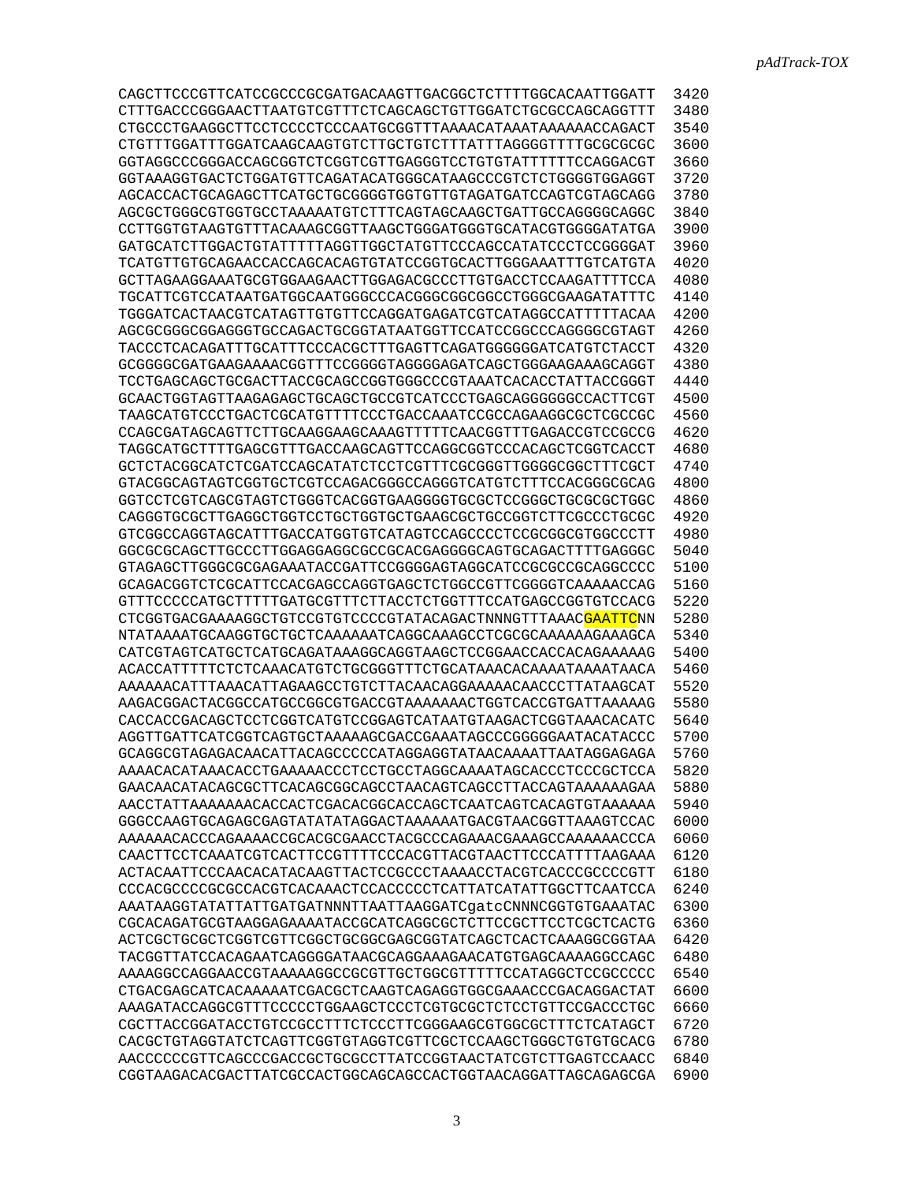```
CAGCTTCCCGTTCATCCGCCCGCGATGACAAGTTGACGGCTCTTTTGGCACAATTGGATT  3420
CTTTGACCCGGGAACTTAATGTCGTTTCTCAGCAGCTGTTGGATCTGCGCCAGCAGGTTT  3480
CTGCCCTGAAGGCTTCCTCCCCTCCCAATGCGGTTTAAAACATAAATAAAAAACCAGACT  3540
CTGTTTGGATTTGGATCAAGCAAGTGTCTTGCTGTCTTTATTTAGGGGTTTTGCGCGCGC  3600
GGTAGGCCCGGGACCAGCGGTCTCGGTCGTTGAGGGTCCTGTGTATTTTTTCCAGGACGT  3660
GGTAAAGGTGACTCTGGATGTTCAGATACATGGGCATAAGCCCGTCTCTGGGGTGGAGGT  3720
AGCACCACTGCAGAGCTTCATGCTGCGGGGTGGTGTTGTAGATGATCCAGTCGTAGCAGG  3780
AGCGCTGGGCGTGGTGCCTAAAAATGTCTTTCAGTAGCAAGCTGATTGCCAGGGGCAGGC  3840
CCTTGGTGTAAGTGTTTACAAAGCGGTTAAGCTGGGATGGGTGCATACGTGGGGATATGA  3900
GATGCATCTTGGACTGTATTTTTAGGTTGGCTATGTTCCCAGCCATATCCCTCCGGGGAT  3960
TCATGTTGTGCAGAACCACCAGCACAGTGTATCCGGTGCACTTGGGAAATTTGTCATGTA  4020
GCTTAGAAGGAAATGCGTGGAAGAACTTGGAGACGCCCTTGTGACCTCCAAGATTTTCCA  4080
TGCATTCGTCCATAATGATGGCAATGGGCCCACGGGCGGCGGCCTGGGCGAAGATATTTC  4140
TGGGATCACTAACGTCATAGTTGTGTTCCAGGATGAGATCGTCATAGGCCATTTTTACAA  4200
AGCGCGGGCGGAGGGTGCCAGACTGCGGTATAATGGTTCCATCCGGCCCAGGGGCGTAGT  4260
TACCCTCACAGATTTGCATTTCCCACGCTTTGAGTTCAGATGGGGGGATCATGTCTACCT  4320
GCGGGGCGATGAAGAAAACGGTTTCCGGGGTAGGGGAGATCAGCTGGGAAGAAAGCAGGT  4380
TCCTGAGCAGCTGCGACTTACCGCAGCCGGTGGGCCCGTAAATCACACCTATTACCGGGT  4440
GCAACTGGTAGTTAAGAGAGCTGCAGCTGCCGTCATCCCTGAGCAGGGGGGCCACTTCGT  4500
TAAGCATGTCCCTGACTCGCATGTTTTCCCTGACCAAATCCGCCAGAAGGCGCTCGCCGC  4560
CCAGCGATAGCAGTTCTTGCAAGGAAGCAAAGTTTTTCAACGGTTTGAGACCGTCCGCCG  4620
TAGGCATGCTTTTGAGCGTTTGACCAAGCAGTTCCAGGCGGTCCCACAGCTCGGTCACCT  4680
GCTCTACGGCATCTCGATCCAGCATATCTCCTCGTTTCGCGGGTTGGGGCGGCTTTCGCT  4740
GTACGGCAGTAGTCGGTGCTCGTCCAGACGGGCCAGGGTCATGTCTTTCCACGGGCGCAG  4800
GGTCCTCGTCAGCGTAGTCTGGGTCACGGTGAAGGGGTGCGCTCCGGGCTGCGCGCTGGC  4860
CAGGGTGCGCTTGAGGCTGGTCCTGCTGGTGCTGAAGCGCTGCCGGTCTTCGCCCTGCGC  4920
GTCGGCCAGGTAGCATTTGACCATGGTGTCATAGTCCAGCCCCTCCGCGGCGTGGCCCTT  4980
GGCGCGCAGCTTGCCCTTGGAGGAGGCGCCGCACGAGGGGCAGTGCAGACTTTTGAGGGC  5040
GTAGAGCTTGGGCGCGAGAAATACCGATTCCGGGGAGTAGGCATCCGCGCCGCAGGCCCC  5100
GCAGACGGTCTCGCATTCCACGAGCCAGGTGAGCTCTGGCCGTTCGGGGTCAAAAACCAG  5160
GTTTCCCCCATGCTTTTTGATGCGTTTCTTACCTCTGGTTTCCATGAGCCGGTGTCCACG  5220
CTCGGTGACGAAAAGGCTGTCCGTGTCCCCGTATACAGACTNNNGTTTAAACGAATTCNN  5280
NTATAAAATGCAAGGTGCTGCTCAAAAAATCAGGCAAAGCCTCGCGCAAAAAAGAAAGCA  5340
CATCGTAGTCATGCTCATGCAGATAAAGGCAGGTAAGCTCCGGAACCACCACAGAAAAAG  5400
ACACCATTTTTCTCTCAAACATGTCTGCGGGTTTCTGCATAAACACAAAATAAAATAACA  5460
AAAAAACATTTAAACATTAGAAGCCTGTCTTACAACAGGAAAAACAACCCTTATAAGCAT  5520
AAGACGGACTACGGCCATGCCGGCGTGACCGTAAAAAAACTGGTCACCGTGATTAAAAAG  5580
CACCACCGACAGCTCCTCGGTCATGTCCGGAGTCATAATGTAAGACTCGGTAAACACATC  5640
AGGTTGATTCATCGGTCAGTGCTAAAAAGCGACCGAAATAGCCCGGGGGAATACATACCC  5700
GCAGGCGTAGAGACAACATTACAGCCCCCATAGGAGGTATAACAAAATTAATAGGAGAGA  5760
AAAACACATAAACACCTGAAAAACCCTCCTGCCTAGGCAAAATAGCACCCTCCCGCTCCA  5820
GAACAACATACAGCGCTTCACAGCGGCAGCCTAACAGTCAGCCTTACCAGTAAAAAAGAA  5880
AACCTATTAAAAAAACACCACTCGACACGGCACCAGCTCAATCAGTCACAGTGTAAAAAA  5940
GGGCCAAGTGCAGAGCGAGTATATATAGGACTAAAAAATGACGTAACGGTTAAAGTCCAC  6000
AAAAAACACCCAGAAAACCGCACGCGAACCTACGCCCAGAAACGAAAGCCAAAAAACCCA  6060
CAACTTCCTCAAATCGTCACTTCCGTTTTCCCACGTTACGTAACTTCCCATTTTAAGAAA  6120
ACTACAATTCCCAACACATACAAGTTACTCCGCCCTAAAACCTACGTCACCCGCCCCGTT  6180
CCCACGCCCCGCGCCACGTCACAAACTCCACCCCCTCATTATCATATTGGCTTCAATCCA  6240
AAATAAGGTATATTATTGATGATNNNTTAATTAAGGATCgatcCNNNCGGTGTGAAATAC  6300
CGCACAGATGCGTAAGGAGAAAATACCGCATCAGGCGCTCTTCCGCTTCCTCGCTCACTG  6360
ACTCGCTGCGCTCGGTCGTTCGGCTGCGGCGAGCGGTATCAGCTCACTCAAAGGCGGTAA  6420
TACGGTTATCCACAGAATCAGGGGATAACGCAGGAAAGAACATGTGAGCAAAAGGCCAGC  6480
AAAAGGCCAGGAACCGTAAAAAGGCCGCGTTGCTGGCGTTTTTCCATAGGCTCCGCCCCC  6540
CTGACGAGCATCACAAAAATCGACGCTCAAGTCAGAGGTGGCGAAACCCGACAGGACTAT  6600
AAAGATACCAGGCGTTTCCCCCTGGAAGCTCCCTCGTGCGCTCTCCTGTTCCGACCCTGC  6660
CGCTTACCGGATACCTGTCCGCCTTTCTCCCTTCGGGAAGCGTGGCGCTTTCTCATAGCT  6720
CACGCTGTAGGTATCTCAGTTCGGTGTAGGTCGTTCGCTCCAAGCTGGGCTGTGTGCACG  6780
AACCCCCCGTTCAGCCCGACCGCTGCGCCTTATCCGGTAACTATCGTCTTGAGTCCAACC  6840
CGGTAAGACACGACTTATCGCCACTGGCAGCAGCCACTGGTAACAGGATTAGCAGAGCGA  6900
```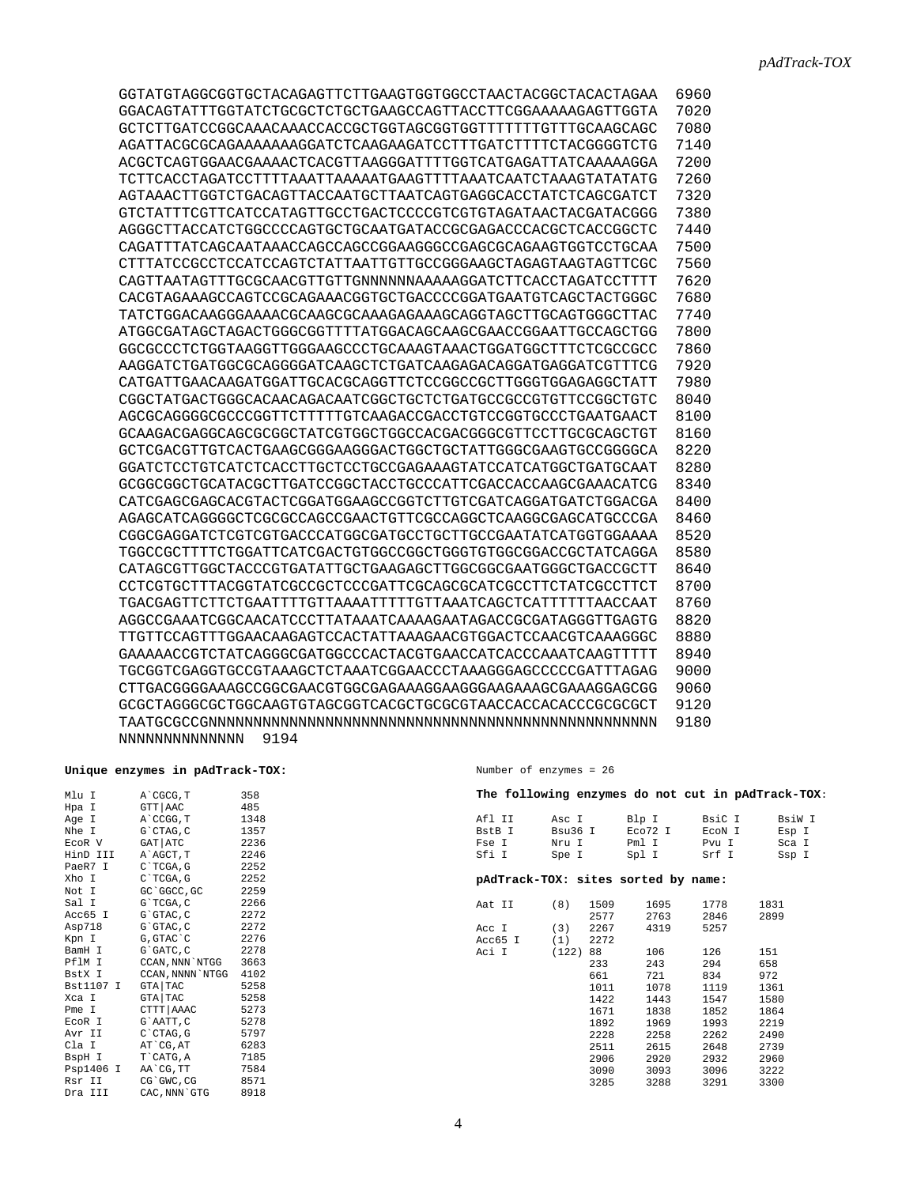```
GGTATGTAGGCGGTGCTACAGAGTTCTTGAAGTGGTGGCCTAACTACGGCTACACTAGAA  6960
GGACAGTATTTGGTATCTGCGCTCTGCTGAAGCCAGTTACCTTCGGAAAAAGAGTTGGTA  7020
GCTCTTGATCCGGCAAACAAACCACCGCTGGTAGCGGTGGTTTTTTTGTTTGCAAGCAGC  7080
AGATTACGCGCAGAAAAAAAGGATCTCAAGAAGATCCTTTGATCTTTTCTACGGGGTCTG  7140
ACGCTCAGTGGAACGAAAACTCACGTTAAGGGATTTTGGTCATGAGATTATCAAAAAGGA  7200
TCTTCACCTAGATCCTTTTAAATTAAAAATGAAGTTTTAAATCAATCTAAAGTATATATG  7260
AGTAAACTTGGTCTGACAGTTACCAATGCTTAATCAGTGAGGCACCTATCTCAGCGATCT  7320
GTCTATTTCGTTCATCCATAGTTGCCTGACTCCCCGTCGTGTAGATAACTACGATACGGG  7380
AGGGCTTACCATCTGGCCCCAGTGCTGCAATGATACCGCGAGACCCACGCTCACCGGCTC  7440
CAGATTTATCAGCAATAAACCAGCCAGCCGGAAGGGCCGAGCGCAGAAGTGGTCCTGCAA  7500
CTTTATCCGCCTCCATCCAGTCTATTAATTGTTGCCGGGAAGCTAGAGTAAGTAGTTCGC  7560
CAGTTAATAGTTTGCGCAACGTTGTTGNNNNNNAAAAAGGATCTTCACCTAGATCCTTTT  7620
CACGTAGAAAGCCAGTCCGCAGAAACGGTGCTGACCCCGGATGAATGTCAGCTACTGGGC  7680
TATCTGGACAAGGGAAAACGCAAGCGCAAAGAGAAAGCAGGTAGCTTGCAGTGGGCTTAC  7740
ATGGCGATAGCTAGACTGGGCGGTTTTATGGACAGCAAGCGAACCGGAATTGCCAGCTGG  7800
GGCGCCCTCTGGTAAGGTTGGGAAGCCCTGCAAAGTAAACTGGATGGCTTTCTCGCCGCC  7860
AAGGATCTGATGGCGCAGGGGATCAAGCTCTGATCAAGAGACAGGATGAGGATCGTTTCG  7920
CATGATTGAACAAGATGGATTGCACGCAGGTTCTCCGGCCGCTTGGGTGGAGAGGCTATT  7980
CGGCTATGACTGGGCACAACAGACAATCGGCTGCTCTGATGCCGCCGTGTTCCGGCTGTC  8040
AGCGCAGGGGCGCCCGGTTCTTTTTGTCAAGACCGACCTGTCCGGTGCCCTGAATGAACT  8100
GCAAGACGAGGCAGCGCGGCTATCGTGGCTGGCCACGACGGGCGTTCCTTGCGCAGCTGT  8160
GCTCGACGTTGTCACTGAAGCGGGAAGGGACTGGCTGCTATTGGGCGAAGTGCCGGGGCA  8220
GGATCTCCTGTCATCTCACCTTGCTCCTGCCGAGAAAGTATCCATCATGGCTGATGCAAT  8280
GCGGCGGCTGCATACGCTTGATCCGGCTACCTGCCCATTCGACCACCAAGCGAAACATCG  8340
CATCGAGCGAGCACGTACTCGGATGGAAGCCGGTCTTGTCGATCAGGATGATCTGGACGA  8400
AGAGCATCAGGGGCTCGCGCCAGCCGAACTGTTCGCCAGGCTCAAGGCGAGCATGCCCGA  8460
CGGCGAGGATCTCGTCGTGACCCATGGCGATGCCTGCTTGCCGAATATCATGGTGGAAAA  8520
TGGCCGCTTTTCTGGATTCATCGACTGTGGCCGGCTGGGTGTGGCGGACCGCTATCAGGA  8580
CATAGCGTTGGCTACCCGTGATATTGCTGAAGAGCTTGGCGGCGAATGGGCTGACCGCTT  8640
CCTCGTGCTTTACGGTATCGCCGCTCCCGATTCGCAGCGCATCGCCTTCTATCGCCTTCT  8700
TGACGAGTTCTTCTGAATTTTGTTAAAATTTTTGTTAAATCAGCTCATTTTTTAACCAAT  8760
AGGCCGAAATCGGCAACATCCCTTATAAATCAAAAGAATAGACCGCGATAGGGTTGAGTG  8820
TTGTTCCAGTTTGGAACAAGAGTCCACTATTAAAGAACGTGGACTCCAACGTCAAAGGGC  8880
GAAAAACCGTCTATCAGGGCGATGGCCCACTACGTGAACCATCACCCAAATCAAGTTTTT  8940
TGCGGTCGAGGTGCCGTAAAGCTCTAAATCGGAACCCTAAAGGGAGCCCCCGATTTAGAG  9000
CTTGACGGGGAAAGCCGGCGAACGTGGCGAGAAAGGAAGGGAAGAAAGCGAAAGGAGCGG  9060
GCGCTAGGGCGCTGGCAAGTGTAGCGGTCACGCTGCGCGTAACCACCACACCCGCGCGCT  9120
TAATGCGCCGNNNNNNNNNNNNNNNNNNNNNNNNNNNNNNNNNNNNNNNNNNNNNNNNNN  9180
NNNNNNNNNNNNNN  9194
```

**Unique enzymes in pAdTrack-TOX:**

```
Mlu I        A`CGCG,T        358
Hpa I        GTT|AAC         485
Age I        A`CCGG,T        1348
Nhe I        G`CTAG,C        1357
EcoR V       GAT|ATC         2236
HinD III     A`AGCT,T        2246
PaeR7 I      C`TCGA,G        2252
Xho I        C`TCGA,G        2252
Not I        GC`GGCC,GC      2259
Sal I        G`TCGA,C        2266
Acc65 I      G`GTAC,C        2272
Asp718       G`GTAC,C        2272
Kpn I        G,GTAC`C        2276
BamH I       G`GATC,C        2278
PflM I       CCAN,NNN`NTGG   3663
BstX I       CCAN,NNNN`NTGG  4102
Bst1107 I    GTA|TAC         5258
Xca I        GTA|TAC         5258
Pme I        CTTT|AAAC       5273
EcoR I       G`AATT,C        5278
Avr II       C`CTAG,G        5797
Cla I        AT`CG,AT        6283
BspH I       T`CATG,A        7185
Psp1406 I    AA`CG,TT        7584
Rsr II       CG`GWC,CG       8571
Dra III      CAC,NNN`GTG     8918
```

Number of enzymes = 26

**The following enzymes do not cut in pAdTrack-TOX:**

```
Afl II    Asc I     Blp I     BsiC I    BsiW I
BstB I    Bsu36 I   Eco72 I   EcoN I    Esp I
Fse I     Nru I     Pml I     Pvu I     Sca I
Sfi I     Spe I     Spl I     Srf I     Ssp I
```

**pAdTrack-TOX: sites sorted by name:**

```
Aat II    (8)    1509    1695    1778    1831
                 2577    2763    2846    2899
Acc I     (3)    2267    4319    5257
Acc65 I   (1)    2272
Aci I     (122)  88      106     126     151
                 233     243     294     658
                 661     721     834     972
                 1011    1078    1119    1361
                 1422    1443    1547    1580
                 1671    1838    1852    1864
                 1892    1969    1993    2219
                 2228    2258    2262    2490
                 2511    2615    2648    2739
                 2906    2920    2932    2960
                 3090    3093    3096    3222
                 3285    3288    3291    3300
```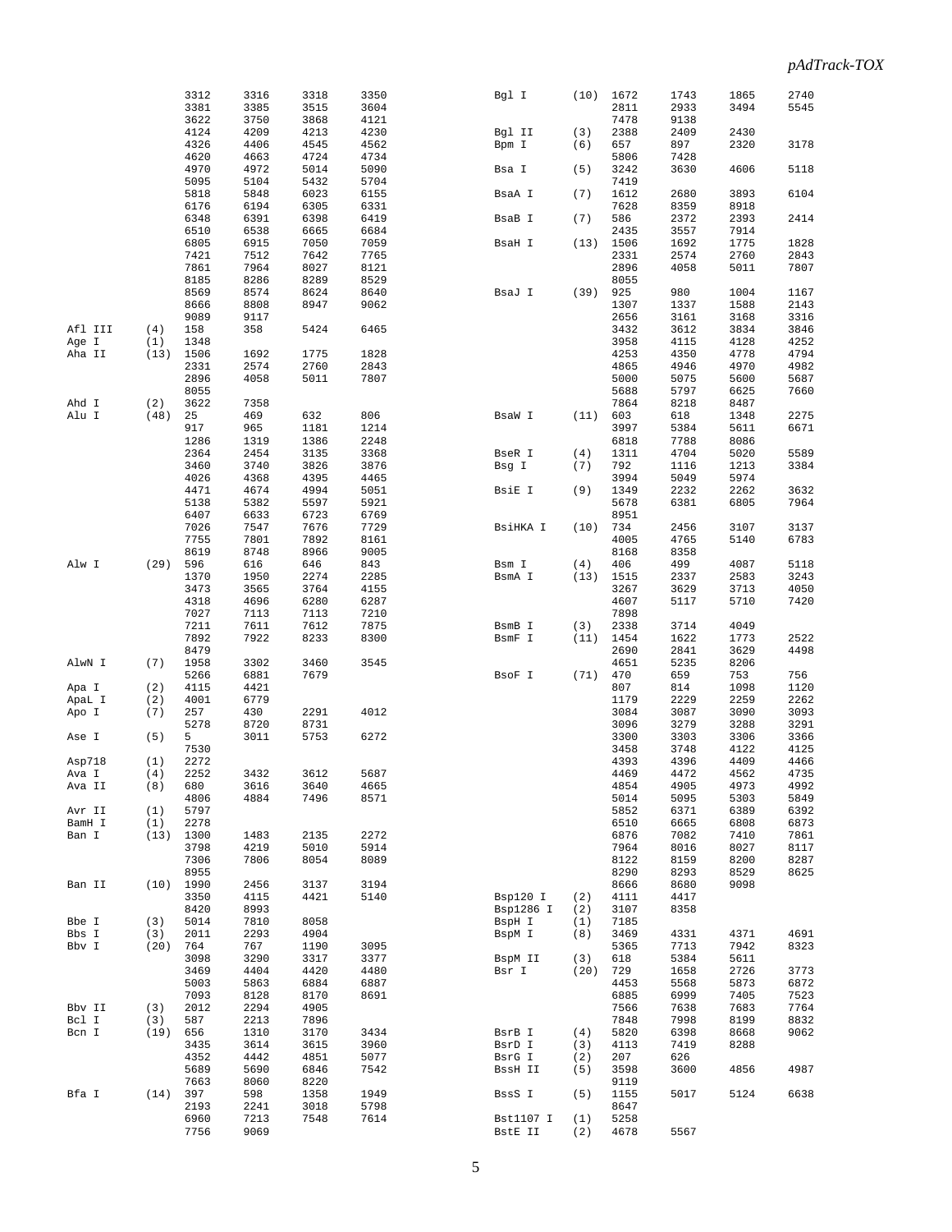| Enzyme | Sites | Positions | | | |
|---|---|---|---|---|---|
| | | 3312 | 3316 | 3318 | 3350 |
| | | 3381 | 3385 | 3515 | 3604 |
| | | 3622 | 3750 | 3868 | 4121 |
| | | 4124 | 4209 | 4213 | 4230 |
| | | 4326 | 4406 | 4545 | 4562 |
| | | 4620 | 4663 | 4724 | 4734 |
| | | 4970 | 4972 | 5014 | 5090 |
| | | 5095 | 5104 | 5432 | 5704 |
| | | 5818 | 5848 | 6023 | 6155 |
| | | 6176 | 6194 | 6305 | 6331 |
| | | 6348 | 6391 | 6398 | 6419 |
| | | 6510 | 6538 | 6665 | 6684 |
| | | 6805 | 6915 | 7050 | 7059 |
| | | 7421 | 7512 | 7642 | 7765 |
| | | 7861 | 7964 | 8027 | 8121 |
| | | 8185 | 8286 | 8289 | 8529 |
| | | 8569 | 8574 | 8624 | 8640 |
| | | 8666 | 8808 | 8947 | 9062 |
| | | 9089 | 9117 | | |
| Afl III | (4) | 158 | 358 | 5424 | 6465 |
| Age I | (1) | 1348 | | | |
| Aha II | (13) | 1506 | 1692 | 1775 | 1828 |
| | | 2331 | 2574 | 2760 | 2843 |
| | | 2896 | 4058 | 5011 | 7807 |
| | | 8055 | | | |
| Ahd I | (2) | 3622 | 7358 | | |
| Alu I | (48) | 25 | 469 | 632 | 806 |
| | | 917 | 965 | 1181 | 1214 |
| | | 1286 | 1319 | 1386 | 2248 |
| | | 2364 | 2454 | 3135 | 3368 |
| | | 3460 | 3740 | 3826 | 3876 |
| | | 4026 | 4368 | 4395 | 4465 |
| | | 4471 | 4674 | 4994 | 5051 |
| | | 5138 | 5382 | 5597 | 5921 |
| | | 6407 | 6633 | 6723 | 6769 |
| | | 7026 | 7547 | 7676 | 7729 |
| | | 7755 | 7801 | 7892 | 8161 |
| | | 8619 | 8748 | 8966 | 9005 |
| Alw I | (29) | 596 | 616 | 646 | 843 |
| | | 1370 | 1950 | 2274 | 2285 |
| | | 3473 | 3565 | 3764 | 4155 |
| | | 4318 | 4696 | 6280 | 6287 |
| | | 7027 | 7113 | 7113 | 7210 |
| | | 7211 | 7611 | 7612 | 7875 |
| | | 7892 | 7922 | 8233 | 8300 |
| | | 8479 | | | |
| AlwN I | (7) | 1958 | 3302 | 3460 | 3545 |
| | | 5266 | 6881 | 7679 | |
| Apa I | (2) | 4115 | 4421 | | |
| ApaL I | (2) | 4001 | 6779 | | |
| Apo I | (7) | 257 | 430 | 2291 | 4012 |
| | | 5278 | 8720 | 8731 | |
| Ase I | (5) | 5 | 3011 | 5753 | 6272 |
| | | 7530 | | | |
| Asp718 | (1) | 2272 | | | |
| Ava I | (4) | 2252 | 3432 | 3612 | 5687 |
| Ava II | (8) | 680 | 3616 | 3640 | 4665 |
| | | 4806 | 4884 | 7496 | 8571 |
| Avr II | (1) | 5797 | | | |
| BamH I | (1) | 2278 | | | |
| Ban I | (13) | 1300 | 1483 | 2135 | 2272 |
| | | 3798 | 4219 | 5010 | 5914 |
| | | 7306 | 7806 | 8054 | 8089 |
| | | 8955 | | | |
| Ban II | (10) | 1990 | 2456 | 3137 | 3194 |
| | | 3350 | 4115 | 4421 | 5140 |
| | | 8420 | 8993 | | |
| Bbe I | (3) | 5014 | 7810 | 8058 | |
| Bbs I | (3) | 2011 | 2293 | 4904 | |
| Bbv I | (20) | 764 | 767 | 1190 | 3095 |
| | | 3098 | 3290 | 3317 | 3377 |
| | | 3469 | 4404 | 4420 | 4480 |
| | | 5003 | 5863 | 6884 | 6887 |
| | | 7093 | 8128 | 8170 | 8691 |
| Bbv II | (3) | 2012 | 2294 | 4905 | |
| Bcl I | (3) | 587 | 2213 | 7896 | |
| Bcn I | (19) | 656 | 1310 | 3170 | 3434 |
| | | 3435 | 3614 | 3615 | 3960 |
| | | 4352 | 4442 | 4851 | 5077 |
| | | 5689 | 5690 | 6846 | 7542 |
| | | 7663 | 8060 | 8220 | |
| Bfa I | (14) | 397 | 598 | 1358 | 1949 |
| | | 2193 | 2241 | 3018 | 5798 |
| | | 6960 | 7213 | 7548 | 7614 |
| | | 7756 | 9069 | | |
| Bgl I | (10) | 1672 | 1743 | 1865 | 2740 |
| | | 2811 | 2933 | 3494 | 5545 |
| | | 7478 | 9138 | | |
| Bgl II | (3) | 2388 | 2409 | 2430 | |
| Bpm I | (6) | 657 | 897 | 2320 | 3178 |
| | | 5806 | 7428 | | |
| Bsa I | (5) | 3242 | 3630 | 4606 | 5118 |
| | | 7419 | | | |
| BsaA I | (7) | 1612 | 2680 | 3893 | 6104 |
| | | 7628 | 8359 | 8918 | |
| BsaB I | (7) | 586 | 2372 | 2393 | 2414 |
| | | 2435 | 3557 | 7914 | |
| BsaH I | (13) | 1506 | 1692 | 1775 | 1828 |
| | | 2331 | 2574 | 2760 | 2843 |
| | | 2896 | 4058 | 5011 | 7807 |
| | | 8055 | | | |
| BsaJ I | (39) | 925 | 980 | 1004 | 1167 |
| | | 1307 | 1337 | 1588 | 2143 |
| | | 2656 | 3161 | 3168 | 3316 |
| | | 3432 | 3612 | 3834 | 3846 |
| | | 3958 | 4115 | 4128 | 4252 |
| | | 4253 | 4350 | 4778 | 4794 |
| | | 4865 | 4946 | 4970 | 4982 |
| | | 5000 | 5075 | 5600 | 5687 |
| | | 5688 | 5797 | 6625 | 7660 |
| | | 7864 | 8218 | 8487 | |
| BsaW I | (11) | 603 | 618 | 1348 | 2275 |
| | | 3997 | 5384 | 5611 | 6671 |
| | | 6818 | 7788 | 8086 | |
| BseR I | (4) | 1311 | 4704 | 5020 | 5589 |
| Bsg I | (7) | 792 | 1116 | 1213 | 3384 |
| | | 3994 | 5049 | 5974 | |
| BsiE I | (9) | 1349 | 2232 | 2262 | 3632 |
| | | 5678 | 6381 | 6805 | 7964 |
| | | 8951 | | | |
| BsiHKA I | (10) | 734 | 2456 | 3107 | 3137 |
| | | 4005 | 4765 | 5140 | 6783 |
| | | 8168 | 8358 | | |
| Bsm I | (4) | 406 | 499 | 4087 | 5118 |
| BsmA I | (13) | 1515 | 2337 | 2583 | 3243 |
| | | 3267 | 3629 | 3713 | 4050 |
| | | 4607 | 5117 | 5710 | 7420 |
| | | 7898 | | | |
| BsmB I | (3) | 2338 | 3714 | 4049 | |
| BsmF I | (11) | 1454 | 1622 | 1773 | 2522 |
| | | 2690 | 2841 | 3629 | 4498 |
| | | 4651 | 5235 | 8206 | |
| BsoF I | (71) | 470 | 659 | 753 | 756 |
| | | 807 | 814 | 1098 | 1120 |
| | | 1179 | 2229 | 2259 | 2262 |
| | | 3084 | 3087 | 3090 | 3093 |
| | | 3096 | 3279 | 3288 | 3291 |
| | | 3300 | 3303 | 3306 | 3366 |
| | | 3458 | 3748 | 4122 | 4125 |
| | | 4393 | 4396 | 4409 | 4466 |
| | | 4469 | 4472 | 4562 | 4735 |
| | | 4854 | 4905 | 4973 | 4992 |
| | | 5014 | 5095 | 5303 | 5849 |
| | | 5852 | 6371 | 6389 | 6392 |
| | | 6510 | 6665 | 6808 | 6873 |
| | | 6876 | 7082 | 7410 | 7861 |
| | | 7964 | 8016 | 8027 | 8117 |
| | | 8122 | 8159 | 8200 | 8287 |
| | | 8290 | 8293 | 8529 | 8625 |
| | | 8666 | 8680 | 9098 | |
| Bsp120 I | (2) | 4111 | 4417 | | |
| Bsp1286 I | (2) | 3107 | 8358 | | |
| BspH I | (1) | 7185 | | | |
| BspM I | (8) | 3469 | 4331 | 4371 | 4691 |
| | | 5365 | 7713 | 7942 | 8323 |
| BspM II | (3) | 618 | 5384 | 5611 | |
| Bsr I | (20) | 729 | 1658 | 2726 | 3773 |
| | | 4453 | 5568 | 5873 | 6872 |
| | | 6885 | 6999 | 7405 | 7523 |
| | | 7566 | 7638 | 7683 | 7764 |
| | | 7848 | 7998 | 8199 | 8832 |
| BsrB I | (4) | 5820 | 6398 | 8668 | 9062 |
| BsrD I | (3) | 4113 | 7419 | 8288 | |
| BsrG I | (2) | 207 | 626 | | |
| BssH II | (5) | 3598 | 3600 | 4856 | 4987 |
| | | 9119 | | | |
| BssS I | (5) | 1155 | 5017 | 5124 | 6638 |
| | | 8647 | | | |
| Bst1107 I | (1) | 5258 | | | |
| BstE II | (2) | 4678 | 5567 | | |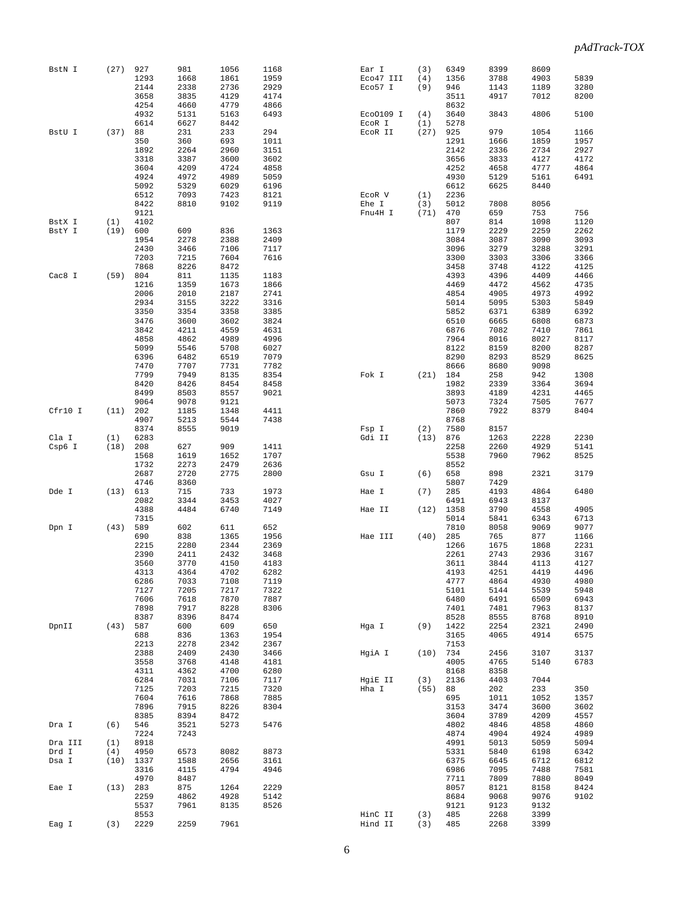| Enzyme | Sites | Positions | | | |
|---|---|---|---|---|---|
| BstN I | (27) | 927 | 981 | 1056 | 1168 |
| | | 1293 | 1668 | 1861 | 1959 |
| | | 2144 | 2338 | 2736 | 2929 |
| | | 3658 | 3835 | 4129 | 4174 |
| | | 4254 | 4660 | 4779 | 4866 |
| | | 4932 | 5131 | 5163 | 6493 |
| | | 6614 | 6627 | 8442 | |
| BstU I | (37) | 88 | 231 | 233 | 294 |
| | | 350 | 360 | 693 | 1011 |
| | | 1892 | 2264 | 2960 | 3151 |
| | | 3318 | 3387 | 3600 | 3602 |
| | | 3604 | 4209 | 4724 | 4858 |
| | | 4924 | 4972 | 4989 | 5059 |
| | | 5092 | 5329 | 6029 | 6196 |
| | | 6512 | 7093 | 7423 | 8121 |
| | | 8422 | 8810 | 9102 | 9119 |
| | | 9121 | | | |
| BstX I | (1) | 4102 | | | |
| BstY I | (19) | 600 | 609 | 836 | 1363 |
| | | 1954 | 2278 | 2388 | 2409 |
| | | 2430 | 3466 | 7106 | 7117 |
| | | 7203 | 7215 | 7604 | 7616 |
| | | 7868 | 8226 | 8472 | |
| Cac8 I | (59) | 804 | 811 | 1135 | 1183 |
| | | 1216 | 1359 | 1673 | 1866 |
| | | 2006 | 2010 | 2187 | 2741 |
| | | 2934 | 3155 | 3222 | 3316 |
| | | 3350 | 3354 | 3358 | 3385 |
| | | 3476 | 3600 | 3602 | 3824 |
| | | 3842 | 4211 | 4559 | 4631 |
| | | 4858 | 4862 | 4989 | 4996 |
| | | 5099 | 5546 | 5708 | 6027 |
| | | 6396 | 6482 | 6519 | 7079 |
| | | 7470 | 7707 | 7731 | 7782 |
| | | 7799 | 7949 | 8135 | 8354 |
| | | 8420 | 8426 | 8454 | 8458 |
| | | 8499 | 8503 | 8557 | 9021 |
| | | 9064 | 9078 | 9121 | |
| Cfr10 I | (11) | 202 | 1185 | 1348 | 4411 |
| | | 4907 | 5213 | 5544 | 7438 |
| | | 8374 | 8555 | 9019 | |
| Cla I | (1) | 6283 | | | |
| Csp6 I | (18) | 208 | 627 | 909 | 1411 |
| | | 1568 | 1619 | 1652 | 1707 |
| | | 1732 | 2273 | 2479 | 2636 |
| | | 2687 | 2720 | 2775 | 2800 |
| | | 4746 | 8360 | | |
| Dde I | (13) | 613 | 715 | 733 | 1973 |
| | | 2082 | 3344 | 3453 | 4027 |
| | | 4388 | 4484 | 6740 | 7149 |
| | | 7315 | | | |
| Dpn I | (43) | 589 | 602 | 611 | 652 |
| | | 690 | 838 | 1365 | 1956 |
| | | 2215 | 2280 | 2344 | 2369 |
| | | 2390 | 2411 | 2432 | 3468 |
| | | 3560 | 3770 | 4150 | 4183 |
| | | 4313 | 4364 | 4702 | 6282 |
| | | 6286 | 7033 | 7108 | 7119 |
| | | 7127 | 7205 | 7217 | 7322 |
| | | 7606 | 7618 | 7870 | 7887 |
| | | 7898 | 7917 | 8228 | 8306 |
| | | 8387 | 8396 | 8474 | |
| DpnII | (43) | 587 | 600 | 609 | 650 |
| | | 688 | 836 | 1363 | 1954 |
| | | 2213 | 2278 | 2342 | 2367 |
| | | 2388 | 2409 | 2430 | 3466 |
| | | 3558 | 3768 | 4148 | 4181 |
| | | 4311 | 4362 | 4700 | 6280 |
| | | 6284 | 7031 | 7106 | 7117 |
| | | 7125 | 7203 | 7215 | 7320 |
| | | 7604 | 7616 | 7868 | 7885 |
| | | 7896 | 7915 | 8226 | 8304 |
| | | 8385 | 8394 | 8472 | |
| Dra I | (6) | 546 | 3521 | 5273 | 5476 |
| | | 7224 | 7243 | | |
| Dra III | (1) | 8918 | | | |
| Drd I | (4) | 4950 | 6573 | 8082 | 8873 |
| Dsa I | (10) | 1337 | 1588 | 2656 | 3161 |
| | | 3316 | 4115 | 4794 | 4946 |
| | | 4970 | 8487 | | |
| Eae I | (13) | 283 | 875 | 1264 | 2229 |
| | | 2259 | 4862 | 4928 | 5142 |
| | | 5537 | 7961 | 8135 | 8526 |
| | | 8553 | | | |
| Eag I | (3) | 2229 | 2259 | 7961 | |
| Ear I | (3) | 6349 | 8399 | 8609 | |
| Eco47 III | (4) | 1356 | 3788 | 4903 | 5839 |
| Eco57 I | (9) | 946 | 1143 | 1189 | 3280 |
| | | 3511 | 4917 | 7012 | 8200 |
| | | 8632 | | | |
| EcoO109 I | (4) | 3640 | 3843 | 4806 | 5100 |
| EcoR I | (1) | 5278 | | | |
| EcoR II | (27) | 925 | 979 | 1054 | 1166 |
| | | 1291 | 1666 | 1859 | 1957 |
| | | 2142 | 2336 | 2734 | 2927 |
| | | 3656 | 3833 | 4127 | 4172 |
| | | 4252 | 4658 | 4777 | 4864 |
| | | 4930 | 5129 | 5161 | 6491 |
| | | 6612 | 6625 | 8440 | |
| EcoR V | (1) | 2236 | | | |
| Ehe I | (3) | 5012 | 7808 | 8056 | |
| Fnu4H I | (71) | 470 | 659 | 753 | 756 |
| | | 807 | 814 | 1098 | 1120 |
| | | 1179 | 2229 | 2259 | 2262 |
| | | 3084 | 3087 | 3090 | 3093 |
| | | 3096 | 3279 | 3288 | 3291 |
| | | 3300 | 3303 | 3306 | 3366 |
| | | 3458 | 3748 | 4122 | 4125 |
| | | 4393 | 4396 | 4409 | 4466 |
| | | 4469 | 4472 | 4562 | 4735 |
| | | 4854 | 4905 | 4973 | 4992 |
| | | 5014 | 5095 | 5303 | 5849 |
| | | 5852 | 6371 | 6389 | 6392 |
| | | 6510 | 6665 | 6808 | 6873 |
| | | 6876 | 7082 | 7410 | 7861 |
| | | 7964 | 8016 | 8027 | 8117 |
| | | 8122 | 8159 | 8200 | 8287 |
| | | 8290 | 8293 | 8529 | 8625 |
| | | 8666 | 8680 | 9098 | |
| Fok I | (21) | 184 | 258 | 942 | 1308 |
| | | 1982 | 2339 | 3364 | 3694 |
| | | 3893 | 4189 | 4231 | 4465 |
| | | 5073 | 7324 | 7505 | 7677 |
| | | 7860 | 7922 | 8379 | 8404 |
| | | 8768 | | | |
| Fsp I | (2) | 7580 | 8157 | | |
| Gdi II | (13) | 876 | 1263 | 2228 | 2230 |
| | | 2258 | 2260 | 4929 | 5141 |
| | | 5538 | 7960 | 7962 | 8525 |
| | | 8552 | | | |
| Gsu I | (6) | 658 | 898 | 2321 | 3179 |
| | | 5807 | 7429 | | |
| Hae I | (7) | 285 | 4193 | 4864 | 6480 |
| | | 6491 | 6943 | 8137 | |
| Hae II | (12) | 1358 | 3790 | 4558 | 4905 |
| | | 5014 | 5841 | 6343 | 6713 |
| | | 7810 | 8058 | 9069 | 9077 |
| Hae III | (40) | 285 | 765 | 877 | 1166 |
| | | 1266 | 1675 | 1868 | 2231 |
| | | 2261 | 2743 | 2936 | 3167 |
| | | 3611 | 3844 | 4113 | 4127 |
| | | 4193 | 4251 | 4419 | 4496 |
| | | 4777 | 4864 | 4930 | 4980 |
| | | 5101 | 5144 | 5539 | 5948 |
| | | 6480 | 6491 | 6509 | 6943 |
| | | 7401 | 7481 | 7963 | 8137 |
| | | 8528 | 8555 | 8768 | 8910 |
| Hga I | (9) | 1422 | 2254 | 2321 | 2490 |
| | | 3165 | 4065 | 4914 | 6575 |
| | | 7153 | | | |
| HgiA I | (10) | 734 | 2456 | 3107 | 3137 |
| | | 4005 | 4765 | 5140 | 6783 |
| | | 8168 | 8358 | | |
| HgiE II | (3) | 2136 | 4403 | 7044 | |
| Hha I | (55) | 88 | 202 | 233 | 350 |
| | | 695 | 1011 | 1052 | 1357 |
| | | 3153 | 3474 | 3600 | 3602 |
| | | 3604 | 3789 | 4209 | 4557 |
| | | 4802 | 4846 | 4858 | 4860 |
| | | 4874 | 4904 | 4924 | 4989 |
| | | 4991 | 5013 | 5059 | 5094 |
| | | 5331 | 5840 | 6198 | 6342 |
| | | 6375 | 6645 | 6712 | 6812 |
| | | 6986 | 7095 | 7488 | 7581 |
| | | 7711 | 7809 | 7880 | 8049 |
| | | 8057 | 8121 | 8158 | 8424 |
| | | 8684 | 9068 | 9076 | 9102 |
| | | 9121 | 9123 | 9132 | |
| HinC II | (3) | 485 | 2268 | 3399 | |
| Hind II | (3) | 485 | 2268 | 3399 | |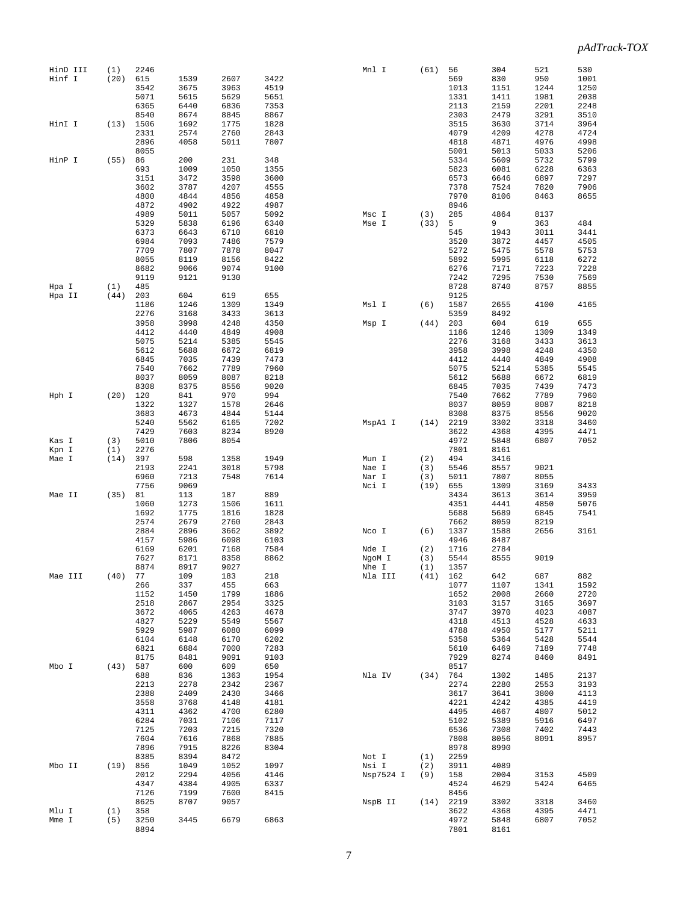| Enzyme | Count | Sites | | | |
|---|---|---|---|---|---|
| HinD III | (1) | 2246 | | | |
| Hinf I | (20) | 615 | 1539 | 2607 | 3422 |
| | | 3542 | 3675 | 3963 | 4519 |
| | | 5071 | 5615 | 5629 | 5651 |
| | | 6365 | 6440 | 6836 | 7353 |
| | | 8540 | 8674 | 8845 | 8867 |
| HinI I | (13) | 1506 | 1692 | 1775 | 1828 |
| | | 2331 | 2574 | 2760 | 2843 |
| | | 2896 | 4058 | 5011 | 7807 |
| | | 8055 | | | |
| HinP I | (55) | 86 | 200 | 231 | 348 |
| | | 693 | 1009 | 1050 | 1355 |
| | | 3151 | 3472 | 3598 | 3600 |
| | | 3602 | 3787 | 4207 | 4555 |
| | | 4800 | 4844 | 4856 | 4858 |
| | | 4872 | 4902 | 4922 | 4987 |
| | | 4989 | 5011 | 5057 | 5092 |
| | | 5329 | 5838 | 6196 | 6340 |
| | | 6373 | 6643 | 6710 | 6810 |
| | | 6984 | 7093 | 7486 | 7579 |
| | | 7709 | 7807 | 7878 | 8047 |
| | | 8055 | 8119 | 8156 | 8422 |
| | | 8682 | 9066 | 9074 | 9100 |
| | | 9119 | 9121 | 9130 | |
| Hpa I | (1) | 485 | | | |
| Hpa II | (44) | 203 | 604 | 619 | 655 |
| | | 1186 | 1246 | 1309 | 1349 |
| | | 2276 | 3168 | 3433 | 3613 |
| | | 3958 | 3998 | 4248 | 4350 |
| | | 4412 | 4440 | 4849 | 4908 |
| | | 5075 | 5214 | 5385 | 5545 |
| | | 5612 | 5688 | 6672 | 6819 |
| | | 6845 | 7035 | 7439 | 7473 |
| | | 7540 | 7662 | 7789 | 7960 |
| | | 8037 | 8059 | 8087 | 8218 |
| | | 8308 | 8375 | 8556 | 9020 |
| Hph I | (20) | 120 | 841 | 970 | 994 |
| | | 1322 | 1327 | 1578 | 2646 |
| | | 3683 | 4673 | 4844 | 5144 |
| | | 5240 | 5562 | 6165 | 7202 |
| | | 7429 | 7603 | 8234 | 8920 |
| Kas I | (3) | 5010 | 7806 | 8054 | |
| Kpn I | (1) | 2276 | | | |
| Mae I | (14) | 397 | 598 | 1358 | 1949 |
| | | 2193 | 2241 | 3018 | 5798 |
| | | 6960 | 7213 | 7548 | 7614 |
| | | 7756 | 9069 | | |
| Mae II | (35) | 81 | 113 | 187 | 889 |
| | | 1060 | 1273 | 1506 | 1611 |
| | | 1692 | 1775 | 1816 | 1828 |
| | | 2574 | 2679 | 2760 | 2843 |
| | | 2884 | 2896 | 3662 | 3892 |
| | | 4157 | 5986 | 6098 | 6103 |
| | | 6169 | 6201 | 7168 | 7584 |
| | | 7627 | 8171 | 8358 | 8862 |
| | | 8874 | 8917 | 9027 | |
| Mae III | (40) | 77 | 109 | 183 | 218 |
| | | 266 | 337 | 455 | 663 |
| | | 1152 | 1450 | 1799 | 1886 |
| | | 2518 | 2867 | 2954 | 3325 |
| | | 3672 | 4065 | 4263 | 4678 |
| | | 4827 | 5229 | 5549 | 5567 |
| | | 5929 | 5987 | 6080 | 6099 |
| | | 6104 | 6148 | 6170 | 6202 |
| | | 6821 | 6884 | 7000 | 7283 |
| | | 8175 | 8481 | 9091 | 9103 |
| Mbo I | (43) | 587 | 600 | 609 | 650 |
| | | 688 | 836 | 1363 | 1954 |
| | | 2213 | 2278 | 2342 | 2367 |
| | | 2388 | 2409 | 2430 | 3466 |
| | | 3558 | 3768 | 4148 | 4181 |
| | | 4311 | 4362 | 4700 | 6280 |
| | | 6284 | 7031 | 7106 | 7117 |
| | | 7125 | 7203 | 7215 | 7320 |
| | | 7604 | 7616 | 7868 | 7885 |
| | | 7896 | 7915 | 8226 | 8304 |
| | | 8385 | 8394 | 8472 | |
| Mbo II | (19) | 856 | 1049 | 1052 | 1097 |
| | | 2012 | 2294 | 4056 | 4146 |
| | | 4347 | 4384 | 4905 | 6337 |
| | | 7126 | 7199 | 7600 | 8415 |
| | | 8625 | 8707 | 9057 | |
| Mlu I | (1) | 358 | | | |
| Mme I | (5) | 3250 | 3445 | 6679 | 6863 |
| | | 8894 | | | |
| Mnl I | (61) | 56 | 304 | 521 | 530 |
| | | 569 | 830 | 950 | 1001 |
| | | 1013 | 1151 | 1244 | 1250 |
| | | 1331 | 1411 | 1981 | 2038 |
| | | 2113 | 2159 | 2201 | 2248 |
| | | 2303 | 2479 | 3291 | 3510 |
| | | 3515 | 3630 | 3714 | 3964 |
| | | 4079 | 4209 | 4278 | 4724 |
| | | 4818 | 4871 | 4976 | 4998 |
| | | 5001 | 5013 | 5033 | 5206 |
| | | 5334 | 5609 | 5732 | 5799 |
| | | 5823 | 6081 | 6228 | 6363 |
| | | 6573 | 6646 | 6897 | 7297 |
| | | 7378 | 7524 | 7820 | 7906 |
| | | 7970 | 8106 | 8463 | 8655 |
| | | 8946 | | | |
| Msc I | (3) | 285 | 4864 | 8137 | |
| Mse I | (33) | 5 | 9 | 363 | 484 |
| | | 545 | 1943 | 3011 | 3441 |
| | | 3520 | 3872 | 4457 | 4505 |
| | | 5272 | 5475 | 5578 | 5753 |
| | | 5892 | 5995 | 6118 | 6272 |
| | | 6276 | 7171 | 7223 | 7228 |
| | | 7242 | 7295 | 7530 | 7569 |
| | | 8728 | 8740 | 8757 | 8855 |
| | | 9125 | | | |
| Msl I | (6) | 1587 | 2655 | 4100 | 4165 |
| | | 5359 | 8492 | | |
| Msp I | (44) | 203 | 604 | 619 | 655 |
| | | 1186 | 1246 | 1309 | 1349 |
| | | 2276 | 3168 | 3433 | 3613 |
| | | 3958 | 3998 | 4248 | 4350 |
| | | 4412 | 4440 | 4849 | 4908 |
| | | 5075 | 5214 | 5385 | 5545 |
| | | 5612 | 5688 | 6672 | 6819 |
| | | 6845 | 7035 | 7439 | 7473 |
| | | 7540 | 7662 | 7789 | 7960 |
| | | 8037 | 8059 | 8087 | 8218 |
| | | 8308 | 8375 | 8556 | 9020 |
| MspA1 I | (14) | 2219 | 3302 | 3318 | 3460 |
| | | 3622 | 4368 | 4395 | 4471 |
| | | 4972 | 5848 | 6807 | 7052 |
| | | 7801 | 8161 | | |
| Mun I | (2) | 494 | 3416 | | |
| Nae I | (3) | 5546 | 8557 | 9021 | |
| Nar I | (3) | 5011 | 7807 | 8055 | |
| Nci I | (19) | 655 | 1309 | 3169 | 3433 |
| | | 3434 | 3613 | 3614 | 3959 |
| | | 4351 | 4441 | 4850 | 5076 |
| | | 5688 | 5689 | 6845 | 7541 |
| | | 7662 | 8059 | 8219 | |
| Nco I | (6) | 1337 | 1588 | 2656 | 3161 |
| | | 4946 | 8487 | | |
| Nde I | (2) | 1716 | 2784 | | |
| NgoM I | (3) | 5544 | 8555 | 9019 | |
| Nhe I | (1) | 1357 | | | |
| Nla III | (41) | 162 | 642 | 687 | 882 |
| | | 1077 | 1107 | 1341 | 1592 |
| | | 1652 | 2008 | 2660 | 2720 |
| | | 3103 | 3157 | 3165 | 3697 |
| | | 3747 | 3970 | 4023 | 4087 |
| | | 4318 | 4513 | 4528 | 4633 |
| | | 4788 | 4950 | 5177 | 5211 |
| | | 5358 | 5364 | 5428 | 5544 |
| | | 5610 | 6469 | 7189 | 7748 |
| | | 7929 | 8274 | 8460 | 8491 |
| | | 8517 | | | |
| Nla IV | (34) | 764 | 1302 | 1485 | 2137 |
| | | 2274 | 2280 | 2553 | 3193 |
| | | 3617 | 3641 | 3800 | 4113 |
| | | 4221 | 4242 | 4385 | 4419 |
| | | 4495 | 4667 | 4807 | 5012 |
| | | 5102 | 5389 | 5916 | 6497 |
| | | 6536 | 7308 | 7402 | 7443 |
| | | 7808 | 8056 | 8091 | 8957 |
| | | 8978 | 8990 | | |
| Not I | (1) | 2259 | | | |
| Nsi I | (2) | 3911 | 4089 | | |
| Nsp7524 I | (9) | 158 | 2004 | 3153 | 4509 |
| | | 4524 | 4629 | 5424 | 6465 |
| | | 8456 | | | |
| NspB II | (14) | 2219 | 3302 | 3318 | 3460 |
| | | 3622 | 4368 | 4395 | 4471 |
| | | 4972 | 5848 | 6807 | 7052 |
| | | 7801 | 8161 | | |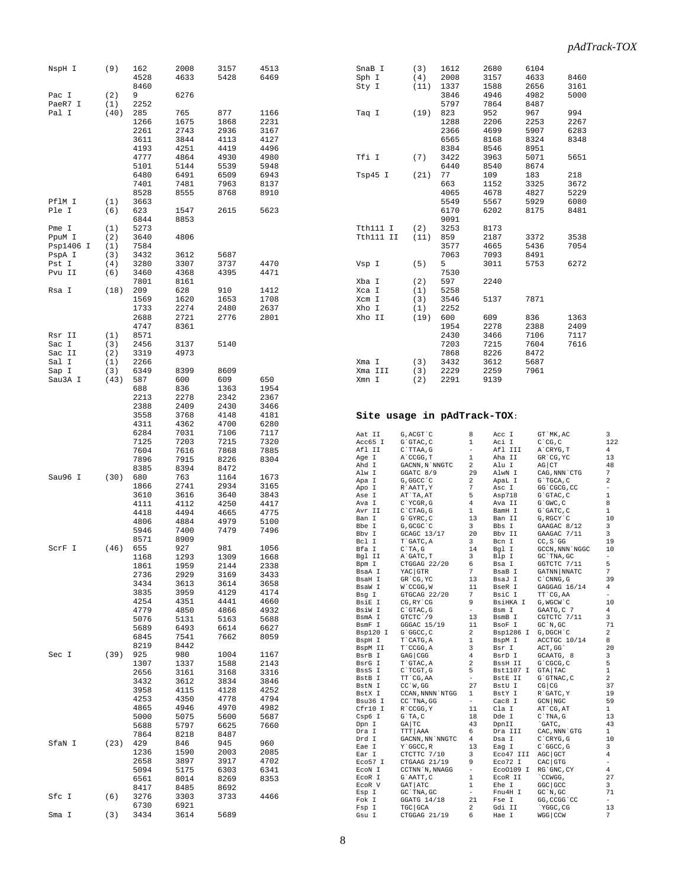| Enzyme | Count | Sites | | | |
|---|---|---|---|---|---|
| NspH I | (9) | 162 | 2008 | 3157 | 4513 |
| | | 4528 | 4633 | 5428 | 6469 |
| | | 8460 | | | |
| Pac I | (2) | 9 | 6276 | | |
| PaeR7 I | (1) | 2252 | | | |
| Pal I | (40) | 285 | 765 | 877 | 1166 |
| | | 1266 | 1675 | 1868 | 2231 |
| | | 2261 | 2743 | 2936 | 3167 |
| | | 3611 | 3844 | 4113 | 4127 |
| | | 4193 | 4251 | 4419 | 4496 |
| | | 4777 | 4864 | 4930 | 4980 |
| | | 5101 | 5144 | 5539 | 5948 |
| | | 6480 | 6491 | 6509 | 6943 |
| | | 7401 | 7481 | 7963 | 8137 |
| | | 8528 | 8555 | 8768 | 8910 |
| PflM I | (1) | 3663 | | | |
| Ple I | (6) | 623 | 1547 | 2615 | 5623 |
| | | 6844 | 8853 | | |
| Pme I | (1) | 5273 | | | |
| PpuM I | (2) | 3640 | 4806 | | |
| Psp1406 I | (1) | 7584 | | | |
| PspA I | (3) | 3432 | 3612 | 5687 | |
| Pst I | (4) | 3280 | 3307 | 3737 | 4470 |
| Pvu II | (6) | 3460 | 4368 | 4395 | 4471 |
| | | 7801 | 8161 | | |
| Rsa I | (18) | 209 | 628 | 910 | 1412 |
| | | 1569 | 1620 | 1653 | 1708 |
| | | 1733 | 2274 | 2480 | 2637 |
| | | 2688 | 2721 | 2776 | 2801 |
| | | 4747 | 8361 | | |
| Rsr II | (1) | 8571 | | | |
| Sac I | (3) | 2456 | 3137 | 5140 | |
| Sac II | (2) | 3319 | 4973 | | |
| Sal I | (1) | 2266 | | | |
| Sap I | (3) | 6349 | 8399 | 8609 | |
| Sau3A I | (43) | 587 | 600 | 609 | 650 |
| | | 688 | 836 | 1363 | 1954 |
| | | 2213 | 2278 | 2342 | 2367 |
| | | 2388 | 2409 | 2430 | 3466 |
| | | 3558 | 3768 | 4148 | 4181 |
| | | 4311 | 4362 | 4700 | 6280 |
| | | 6284 | 7031 | 7106 | 7117 |
| | | 7125 | 7203 | 7215 | 7320 |
| | | 7604 | 7616 | 7868 | 7885 |
| | | 7896 | 7915 | 8226 | 8304 |
| | | 8385 | 8394 | 8472 | |
| Sau96 I | (30) | 680 | 763 | 1164 | 1673 |
| | | 1866 | 2741 | 2934 | 3165 |
| | | 3610 | 3616 | 3640 | 3843 |
| | | 4111 | 4112 | 4250 | 4417 |
| | | 4418 | 4494 | 4665 | 4775 |
| | | 4806 | 4884 | 4979 | 5100 |
| | | 5946 | 7400 | 7479 | 7496 |
| | | 8571 | 8909 | | |
| ScrF I | (46) | 655 | 927 | 981 | 1056 |
| | | 1168 | 1293 | 1309 | 1668 |
| | | 1861 | 1959 | 2144 | 2338 |
| | | 2736 | 2929 | 3169 | 3433 |
| | | 3434 | 3613 | 3614 | 3658 |
| | | 3835 | 3959 | 4129 | 4174 |
| | | 4254 | 4351 | 4441 | 4660 |
| | | 4779 | 4850 | 4866 | 4932 |
| | | 5076 | 5131 | 5163 | 5688 |
| | | 5689 | 6493 | 6614 | 6627 |
| | | 6845 | 7541 | 7662 | 8059 |
| | | 8219 | 8442 | | |
| Sec I | (39) | 925 | 980 | 1004 | 1167 |
| | | 1307 | 1337 | 1588 | 2143 |
| | | 2656 | 3161 | 3168 | 3316 |
| | | 3432 | 3612 | 3834 | 3846 |
| | | 3958 | 4115 | 4128 | 4252 |
| | | 4253 | 4350 | 4778 | 4794 |
| | | 4865 | 4946 | 4970 | 4982 |
| | | 5000 | 5075 | 5600 | 5687 |
| | | 5688 | 5797 | 6625 | 7660 |
| | | 7864 | 8218 | 8487 | |
| SfaN I | (23) | 429 | 846 | 945 | 960 |
| | | 1236 | 1590 | 2003 | 2085 |
| | | 2658 | 3897 | 3917 | 4702 |
| | | 5094 | 5175 | 6303 | 6341 |
| | | 6561 | 8014 | 8269 | 8353 |
| | | 8417 | 8485 | 8692 | |
| Sfc I | (6) | 3276 | 3303 | 3733 | 4466 |
| | | 6730 | 6921 | | |
| Sma I | (3) | 3434 | 3614 | 5689 | |
| SnaB I | (3) | 1612 | 2680 | 6104 | |
| Sph I | (4) | 2008 | 3157 | 4633 | 8460 |
| Sty I | (11) | 1337 | 1588 | 2656 | 3161 |
| | | 3846 | 4946 | 4982 | 5000 |
| | | 5797 | 7864 | 8487 | |
| Taq I | (19) | 823 | 952 | 967 | 994 |
| | | 1288 | 2206 | 2253 | 2267 |
| | | 2366 | 4699 | 5907 | 6283 |
| | | 6565 | 8168 | 8324 | 8348 |
| | | 8384 | 8546 | 8951 | |
| Tfi I | (7) | 3422 | 3963 | 5071 | 5651 |
| | | 6440 | 8540 | 8674 | |
| Tsp45 I | (21) | 77 | 109 | 183 | 218 |
| | | 663 | 1152 | 3325 | 3672 |
| | | 4065 | 4678 | 4827 | 5229 |
| | | 5549 | 5567 | 5929 | 6080 |
| | | 6170 | 6202 | 8175 | 8481 |
| | | 9091 | | | |
| Tth111 I | (2) | 3253 | 8173 | | |
| Tth111 II | (11) | 859 | 2187 | 3372 | 3538 |
| | | 3577 | 4665 | 5436 | 7054 |
| | | 7063 | 7093 | 8491 | |
| Vsp I | (5) | 5 | 3011 | 5753 | 6272 |
| | | 7530 | | | |
| Xba I | (2) | 597 | 2240 | | |
| Xca I | (1) | 5258 | | | |
| Xcm I | (3) | 3546 | 5137 | 7871 | |
| Xho I | (1) | 2252 | | | |
| Xho II | (19) | 600 | 609 | 836 | 1363 |
| | | 1954 | 2278 | 2388 | 2409 |
| | | 2430 | 3466 | 7106 | 7117 |
| | | 7203 | 7215 | 7604 | 7616 |
| | | 7868 | 8226 | 8472 | |
| Xma I | (3) | 3432 | 3612 | 5687 | |
| Xma III | (3) | 2229 | 2259 | 7961 | |
| Xmn I | (2) | 2291 | 9139 | | |

## Site usage in pAdTrack-TOX:

| Enzyme | Site | Count | Enzyme | Site | Count |
|---|---|---|---|---|---|
| Aat II | G,ACGT`C | 8 | Acc I | GT`MK,AC | 3 |
| Acc65 I | G`GTAC,C | 1 | Aci I | C`CG,C | 122 |
| Afl II | C`TTAA,G | - | Afl III | A`CRYG,T | 4 |
| Age I | A`CCGG,T | 1 | Aha II | GR`CG,YC | 13 |
| Ahd I | GACN,N`NNGTC | 2 | Alu I | AG\|CT | 48 |
| Alw I | GGATC 8/9 | 29 | AlwN I | CAG,NNN`CTG | 7 |
| Apa I | G,GGCC`C | 2 | ApaL I | G`TGCA,C | 2 |
| Apo I | R`AATT,Y | 7 | Asc I | GG`CGCG,CC | - |
| Ase I | AT`TA,AT | 5 | Asp718 | G`GTAC,C | 1 |
| Ava I | C`YCGR,G | 4 | Ava II | G`GWC,C | 8 |
| Avr II | C`CTAG,G | 1 | BamH I | G`GATC,C | 1 |
| Ban I | G`GYRC,C | 13 | Ban II | G,RGCY`C | 10 |
| Bbe I | G,GCGC`C | 3 | Bbs I | GAAGAC 8/12 | 3 |
| Bbv I | GCAGC 13/17 | 20 | Bbv II | GAAGAC 7/11 | 3 |
| Bcl I | T`GATC,A | 3 | Bcn I | CC,S`GG | 19 |
| Bfa I | C`TA,G | 14 | Bgl I | GCCN,NNN`NGGC | 10 |
| Bgl II | A`GATC,T | 3 | Blp I | GC`TNA,GC | - |
| Bpm I | CTGGAG 22/20 | 6 | Bsa I | GGTCTC 7/11 | 5 |
| BsaA I | YAC\|GTR | 7 | BsaB I | GATNN\|NNATC | 7 |
| BsaH I | GR`CG,YC | 13 | BsaJ I | C`CNNG,G | 39 |
| BsaW I | W`CCGG,W | 11 | BseR I | GAGGAG 16/14 | 4 |
| Bsg I | GTGCAG 22/20 | 7 | BsiC I | TT`CG,AA | - |
| BsiE I | CG,RY`CG | 9 | BsiHKA I | G,WGCW`C | 10 |
| BsiW I | C`GTAC,G | - | Bsm I | GAATG,C 7 | 4 |
| BsmA I | GTCTC`/9 | 13 | BsmB I | CGTCTC 7/11 | 3 |
| BsmF I | GGGAC 15/19 | 11 | BsoF I | GC`N,GC | 71 |
| Bsp120 I | G`GGCC,C | 2 | Bsp1286 I | G,DGCH`C | 2 |
| BspH I | T`CATG,A | 1 | BspM I | ACCTGC 10/14 | 8 |
| BspM II | T`CCGG,A | 3 | Bsr I | ACT,GG` | 20 |
| BsrB I | GAG\|CGG | 4 | BsrD I | GCAATG, 8 | 3 |
| BsrG I | T`GTAC,A | 2 | BssH II | G`CGCG,C | 5 |
| BssS I | C`TCGT,G | 5 | Bst1107 I | GTA\|TAC | 1 |
| BstB I | TT`CG,AA | - | BstE II | G`GTNAC,C | 2 |
| BstN I | CC`W,GG | 27 | BstU I | CG\|CG | 37 |
| BstX I | CCAN,NNNN`NTGG | 1 | BstY I | R`GATC,Y | 19 |
| Bsu36 I | CC`TNA,GG | - | Cac8 I | GCN\|NGC | 59 |
| Cfr10 I | R`CCGG,Y | 11 | Cla I | AT`CG,AT | 1 |
| Csp6 I | G`TA,C | 18 | Dde I | C`TNA,G | 13 |
| Dpn I | GA\|TC | 43 | DpnII | `GATC, | 43 |
| Dra I | TTT\|AAA | 6 | Dra III | CAC,NNN`GTG | 1 |
| Drd I | GACNN,NN`NNGTC | 4 | Dsa I | C`CRYG,G | 10 |
| Eae I | Y`GGCC,R | 13 | Eag I | C`GGCC,G | 3 |
| Ear I | CTCTTC 7/10 | 3 | Eco47 III | AGC\|GCT | 4 |
| Eco57 I | CTGAAG 21/19 | 9 | Eco72 I | CAC\|GTG | - |
| EcoN I | CCTNN`N,NNAGG | - | Eco0109 I | RG`GNC,CY | 4 |
| EcoR I | G`AATT,C | 1 | EcoR II | `CCWGG, | 27 |
| EcoR V | GAT\|ATC | 1 | Ehe I | GGC\|GCC | 3 |
| Esp I | GC`TNA,GC | - | Fnu4H I | GC`N,GC | 71 |
| Fok I | GGATG 14/18 | 21 | Fse I | GG,CCGG`CC | - |
| Fsp I | TGC\|GCA | 2 | Gdi II | `YGGC,CG | 13 |
| Gsu I | CTGGAG 21/19 | 6 | Hae I | WGG\|CCW | 7 |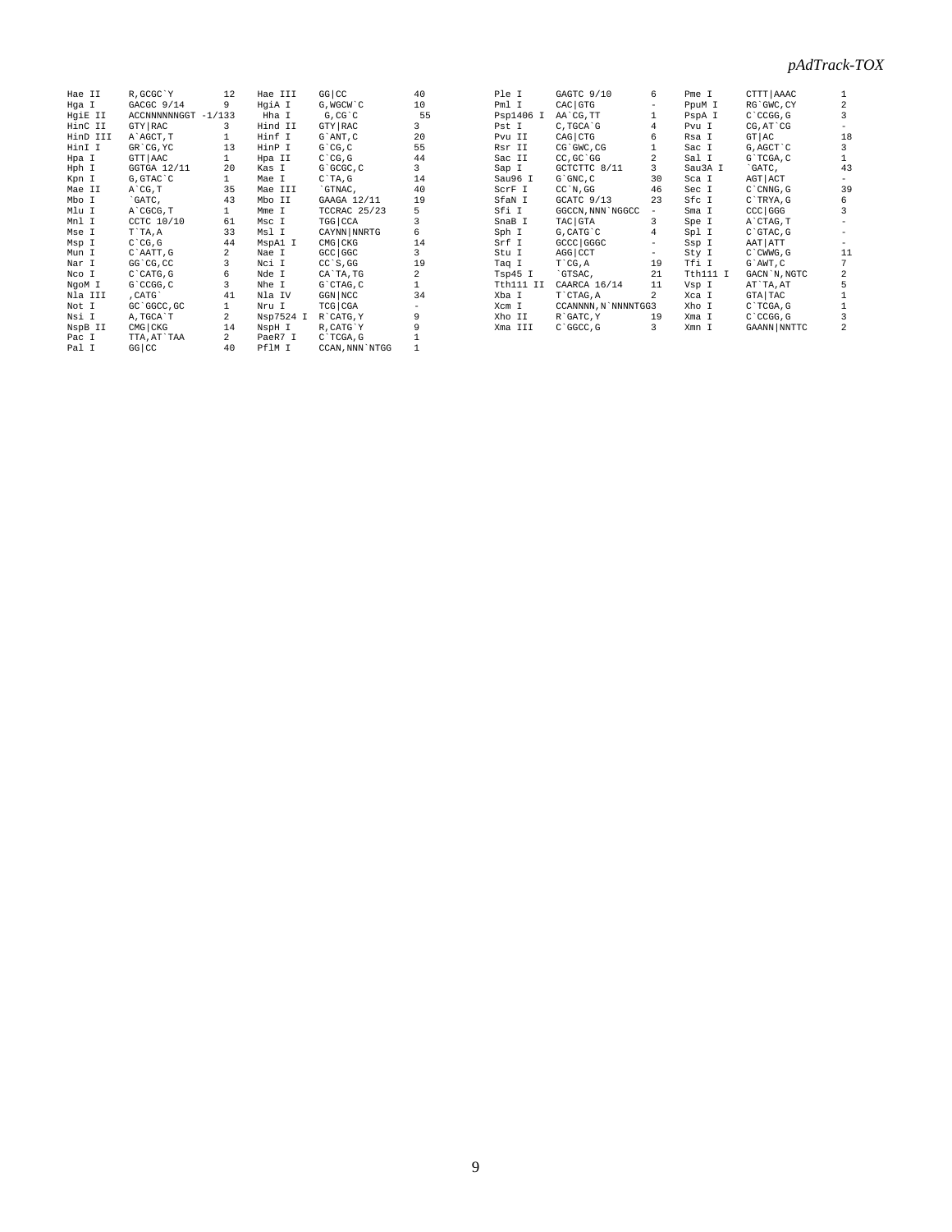| | | | | | |
|---|---|---|---|---|---|
| Hae II | R,GCGC`Y | 12 | Hae III | GG\|CC | 40 |
| Hga I | GACGC 9/14 | 9 | HgiA I | G,WGCW`C | 10 |
| HgiE II | ACCNNNNNNGGT -1/133 | | Hha I | G,CG`C | 55 |
| HinC II | GTY\|RAC | 3 | Hind II | GTY\|RAC | 3 |
| HinD III | A`AGCT,T | 1 | Hinf I | G`ANT,C | 20 |
| HinI I | GR`CG,YC | 13 | HinP I | G`CG,C | 55 |
| Hpa I | GTT\|AAC | 1 | Hpa II | C`CG,G | 44 |
| Hph I | GGTGA 12/11 | 20 | Kas I | G`GCGC,C | 3 |
| Kpn I | G,GTAC`C | 1 | Mae I | C`TA,G | 14 |
| Mae II | A`CG,T | 35 | Mae III | `GTNAC, | 40 |
| Mbo I | `GATC, | 43 | Mbo II | GAAGA 12/11 | 19 |
| Mlu I | A`CGCG,T | 1 | Mme I | TCCRAC 25/23 | 5 |
| Mnl I | CCTC 10/10 | 61 | Msc I | TGG\|CCA | 3 |
| Mse I | T`TA,A | 33 | Msl I | CAYNN\|NNRTG | 6 |
| Msp I | C`CG,G | 44 | MspA1 I | CMG\|CKG | 14 |
| Mun I | C`AATT,G | 2 | Nae I | GCC\|GGC | 3 |
| Nar I | GG`CG,CC | 3 | Nci I | CC`S,GG | 19 |
| Nco I | C`CATG,G | 6 | Nde I | CA`TA,TG | 2 |
| NgoM I | G`CCGG,C | 3 | Nhe I | G`CTAG,C | 1 |
| Nla III | ,CATG` | 41 | Nla IV | GGN\|NCC | 34 |
| Not I | GC`GGCC,GC | 1 | Nru I | TCG\|CGA | - |
| Nsi I | A,TGCA`T | 2 | Nsp7524 I | R`CATG,Y | 9 |
| NspB II | CMG\|CKG | 14 | NspH I | R,CATG`Y | 9 |
| Pac I | TTA,AT`TAA | 2 | PaeR7 I | C`TCGA,G | 1 |
| Pal I | GG\|CC | 40 | PflM I | CCAN,NNN`NTGG | 1 |

| | | | | | |
|---|---|---|---|---|---|
| Ple I | GAGTC 9/10 | 6 | Pme I | CTTT\|AAAC | 1 |
| Pml I | CAC\|GTG | - | PpuM I | RG`GWC,CY | 2 |
| Psp1406 I | AA`CG,TT | 1 | PspA I | C`CCGG,G | 3 |
| Pst I | C,TGCA`G | 4 | Pvu I | CG,AT`CG | - |
| Pvu II | CAG\|CTG | 6 | Rsa I | GT\|AC | 18 |
| Rsr II | CG`GWC,CG | 1 | Sac I | G,AGCT`C | 3 |
| Sac II | CC,GC`GG | 2 | Sal I | G`TCGA,C | 1 |
| Sap I | GCTCTTC 8/11 | 3 | Sau3A I | `GATC, | 43 |
| Sau96 I | G`GNC,C | 30 | Sca I | AGT\|ACT | - |
| ScrF I | CC`N,GG | 46 | Sec I | C`CNNG,G | 39 |
| SfaN I | GCATC 9/13 | 23 | Sfc I | C`TRYA,G | 6 |
| Sfi I | GGCCN,NNN`NGGCC | - | Sma I | CCC\|GGG | 3 |
| SnaB I | TAC\|GTA | 3 | Spe I | A`CTAG,T | - |
| Sph I | G,CATG`C | 4 | Spl I | C`GTAC,G | - |
| Srf I | GCCC\|GGGC | - | Ssp I | AAT\|ATT | - |
| Stu I | AGG\|CCT | - | Sty I | C`CWWG,G | 11 |
| Taq I | T`CG,A | 19 | Tfi I | G`AWT,C | 7 |
| Tsp45 I | `GTSAC, | 21 | Tth111 I | GACN`N,NGTC | 2 |
| Tth111 II | CAARCA 16/14 | 11 | Vsp I | AT`TA,AT | 5 |
| Xba I | T`CTAG,A | 2 | Xca I | GTA\|TAC | 1 |
| Xcm I | CCANNNN,N`NNNNTGG | 3 | Xho I | C`TCGA,G | 1 |
| Xho II | R`GATC,Y | 19 | Xma I | C`CCGG,G | 3 |
| Xma III | C`GGCC,G | 3 | Xmn I | GAANN\|NNTTC | 2 |